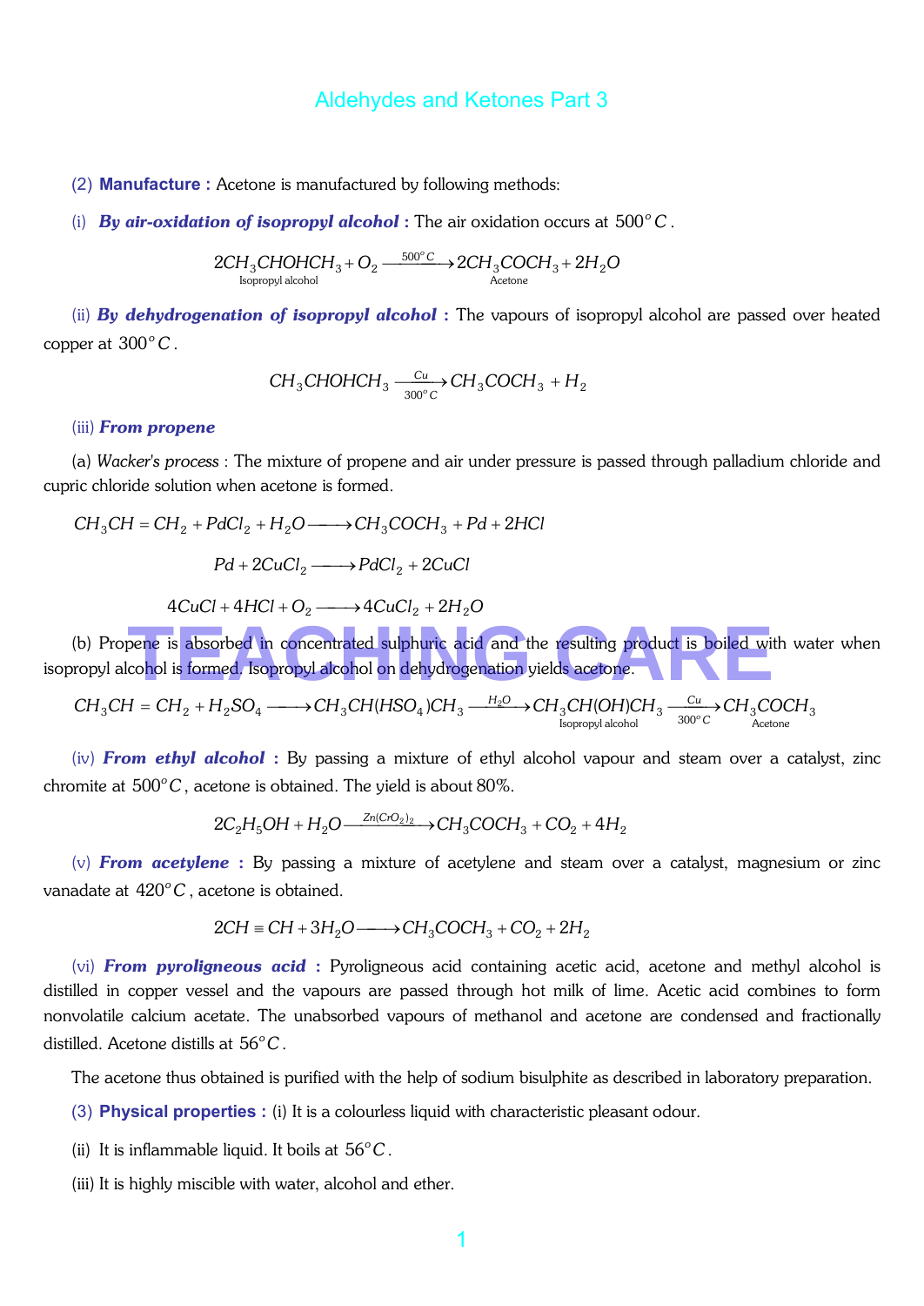# Aldehydes and Ketones Part 3

(2) **Manufacture :** Acetone is manufactured by following methods:

(i) ***By air-oxidation of isopropyl alcohol :*** The air oxidation occurs at $500^oC$.

$$\underset{\text{Isopropyl alcohol}}{2CH_3CHOHCH_3} + O_2 \xrightarrow{500^oC} \underset{\text{Acetone}}{2CH_3COCH_3} + 2H_2O$$

(ii) ***By dehydrogenation of isopropyl alcohol :*** The vapours of isopropyl alcohol are passed over heated copper at $300^oC$.

$$CH_3CHOHCH_3 \xrightarrow[300^oC]{Cu} CH_3COCH_3 + H_2$$

(iii) ***From propene***

(a) *Wacker's process* : The mixture of propene and air under pressure is passed through palladium chloride and cupric chloride solution when acetone is formed.

$$CH_3CH = CH_2 + PdCl_2 + H_2O \longrightarrow CH_3COCH_3 + Pd + 2HCl$$

$$Pd + 2CuCl_2 \longrightarrow PdCl_2 + 2CuCl$$

$$4CuCl + 4HCl + O_2 \longrightarrow 4CuCl_2 + 2H_2O$$

(b) Propene is absorbed in concentrated sulphuric acid and the resulting product is boiled with water when isopropyl alcohol is formed. Isopropyl alcohol on dehydrogenation yields acetone.

$$CH_3CH = CH_2 + H_2SO_4 \longrightarrow CH_3CH(HSO_4)CH_3 \xrightarrow{H_2O} \underset{\text{Isopropyl alcohol}}{CH_3CH(OH)CH_3} \xrightarrow[300^oC]{Cu} \underset{\text{Acetone}}{CH_3COCH_3}$$

(iv) ***From ethyl alcohol :*** By passing a mixture of ethyl alcohol vapour and steam over a catalyst, zinc chromite at $500^oC$, acetone is obtained. The yield is about 80%.

$$2C_2H_5OH + H_2O \xrightarrow{Zn(CrO_2)_2} CH_3COCH_3 + CO_2 + 4H_2$$

(v) ***From acetylene :*** By passing a mixture of acetylene and steam over a catalyst, magnesium or zinc vanadate at $420^oC$, acetone is obtained.

$$2CH \equiv CH + 3H_2O \longrightarrow CH_3COCH_3 + CO_2 + 2H_2$$

(vi) ***From pyroligneous acid :*** Pyroligneous acid containing acetic acid, acetone and methyl alcohol is distilled in copper vessel and the vapours are passed through hot milk of lime. Acetic acid combines to form nonvolatile calcium acetate. The unabsorbed vapours of methanol and acetone are condensed and fractionally distilled. Acetone distills at $56^oC$.

The acetone thus obtained is purified with the help of sodium bisulphite as described in laboratory preparation.

(3) **Physical properties :** (i) It is a colourless liquid with characteristic pleasant odour.

(ii) It is inflammable liquid. It boils at $56^oC$.

(iii) It is highly miscible with water, alcohol and ether.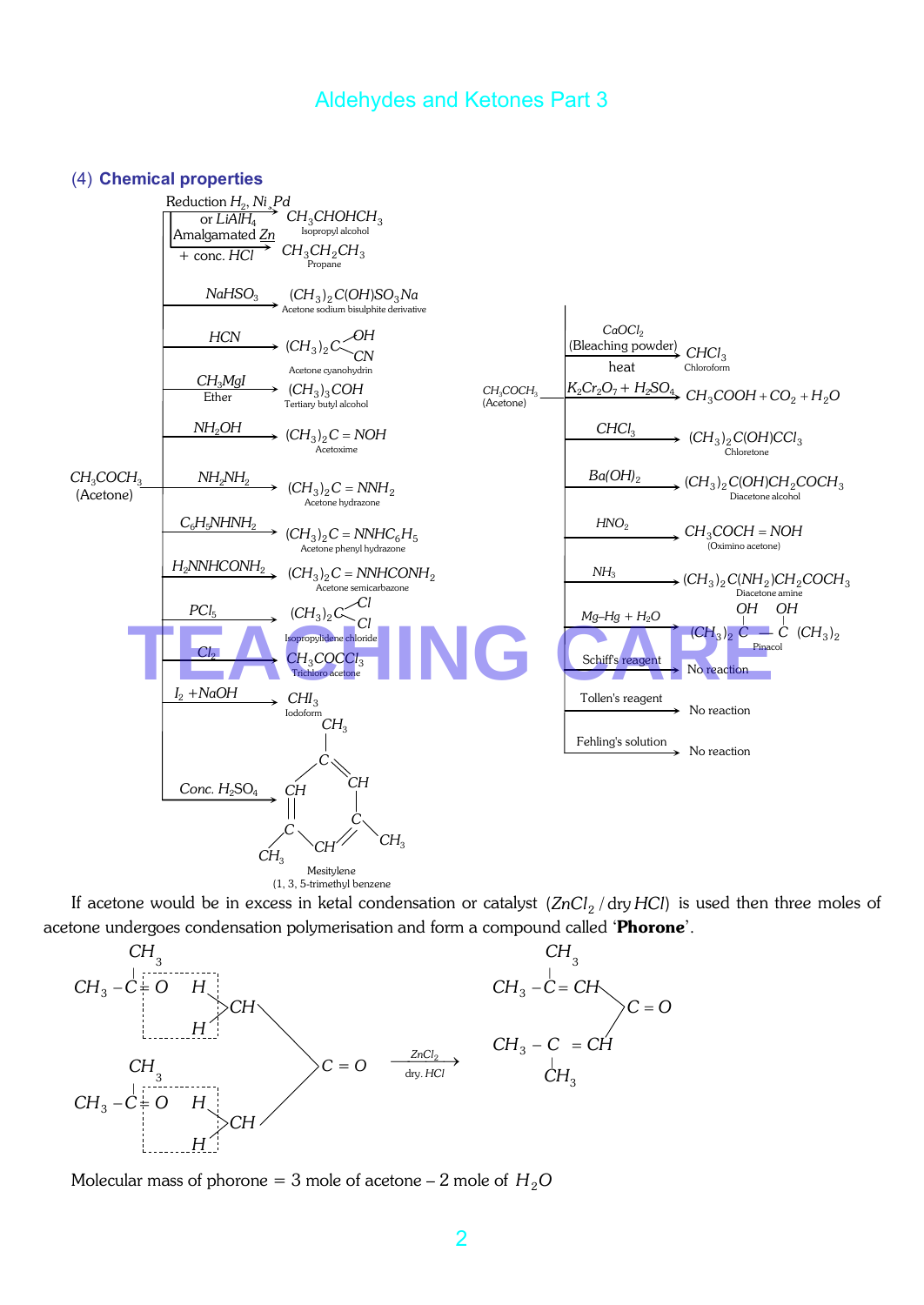### (4) Chemical properties

**Reactions of $CH_3COCH_3$ (Acetone):**

- Reduction $H_2, Ni, Pd$ or $LiAlH_4$ → $CH_3CHOHCH_3$ (Isopropyl alcohol)
- Amalgamated $Zn$ + conc. $HCl$ → $CH_3CH_2CH_3$ (Propane)
- $NaHSO_3$ → $(CH_3)_2C(OH)SO_3Na$ (Acetone sodium bisulphite derivative)
- $HCN$ → $(CH_3)_2C(OH)(CN)$ (Acetone cyanohydrin)
- $CH_3MgI$, Ether → $(CH_3)_3COH$ (Tertiary butyl alcohol)
- $NH_2OH$ → $(CH_3)_2C=NOH$ (Acetoxime)
- $NH_2NH_2$ → $(CH_3)_2C=NNH_2$ (Acetone hydrazone)
- $C_6H_5NHNH_2$ → $(CH_3)_2C=NNHC_6H_5$ (Acetone phenyl hydrazone)
- $H_2NNHCONH_2$ → $(CH_3)_2C=NNHCONH_2$ (Acetone semicarbazone)
- $PCl_5$ → $(CH_3)_2CCl_2$ (Isopropylidene chloride)
- $Cl_2$ → $CH_3COCCl_3$ (Trichloro acetone)
- $I_2 + NaOH$ → $CHI_3$ (Iodoform)
- Conc. $H_2SO_4$ → Mesitylene (1, 3, 5-trimethyl benzene)

- $CaOCl_2$ (Bleaching powder) → $CHCl_3$ (Chloroform)
- heat, $K_2Cr_2O_7 + H_2SO_4$ → $CH_3COOH + CO_2 + H_2O$
- $CHCl_3$ → $(CH_3)_2C(OH)CCl_3$ (Chloretone)
- $Ba(OH)_2$ → $(CH_3)_2C(OH)CH_2COCH_3$ (Diacetone alcohol)
- $HNO_2$ → $CH_3COCH=NOH$ (Oximino acetone)
- $NH_3$ → $(CH_3)_2C(NH_2)CH_2COCH_3$ (Diacetone amine)
- $Mg–Hg + H_2O$ → $(CH_3)_2C(OH)–C(OH)(CH_3)_2$ (Pinacol)
- Schiff's reagent → No reaction
- Tollen's reagent → No reaction
- Fehling's solution → No reaction

If acetone would be in excess in ketal condensation or catalyst $(ZnCl_2/\text{dry } HCl)$ is used then three moles of acetone undergoes condensation polymerisation and form a compound called '**Phorone**'.

$$3\,CH_3COCH_3 \xrightarrow[\text{dry } HCl]{ZnCl_2} (CH_3)_2C=CH–CO–CH=C(CH_3)_2$$

Molecular mass of phorone = 3 mole of acetone – 2 mole of $H_2O$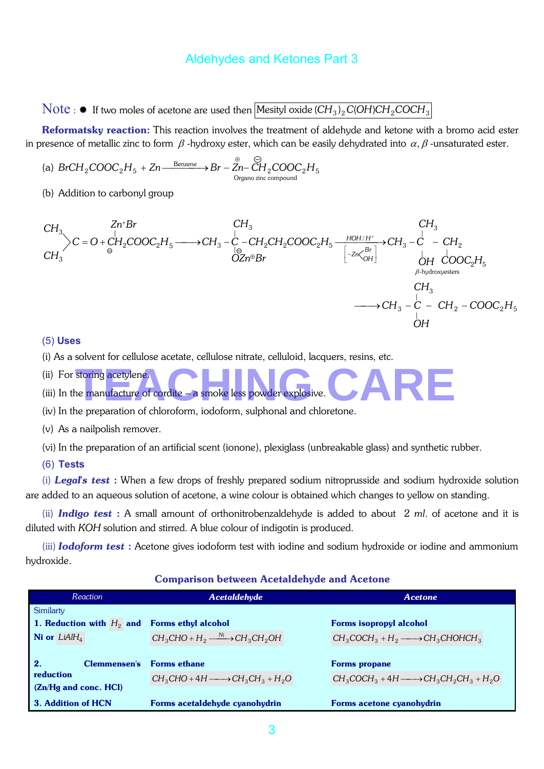## Aldehydes and Ketones Part 3

**Note :** ✹ If two moles of acetone are used then Mesityl oxide $(CH_3)_2C(OH)CH_2COCH_3$

**Reformatsky reaction:** This reaction involves the treatment of aldehyde and ketone with a bromo acid ester in presence of metallic zinc to form $\beta$-hydroxy ester, which can be easily dehydrated into $\alpha,\beta$-unsaturated ester.

(a) $BrCH_2COOC_2H_5 + Zn \xrightarrow{\text{Benzene}} Br - \overset{\oplus}{Zn} - \overset{\ominus}{C}H_2COOC_2H_5$ (Organo zinc compound)

(b) Addition to carbonyl group

$$\begin{matrix} CH_3 \\ CH_3 \end{matrix}\!\!>C = O + \overset{\ominus}{C}H_2(Zn^+Br)COOC_2H_5 \longrightarrow CH_3 - \underset{\underset{\ominus}{O}Zn^{\oplus}Br}{\overset{CH_3}{C}} - CH_2CH_2COOC_2H_5 \xrightarrow[\left[-Zn\left<^{Br}_{OH}\right.\right]]{HOH/H^+} CH_3 - \underset{OH}{\overset{CH_3}{C}} - \underset{COOC_2H_5}{CH_2}$$

$\beta$-hydroxyesters

$$\longrightarrow CH_3 - \underset{OH}{\overset{CH_3}{C}} - CH_2 - COOC_2H_5$$

### (5) Uses

(i) As a solvent for cellulose acetate, cellulose nitrate, celluloid, lacquers, resins, etc.

(ii) For storing acetylene.

(iii) In the manufacture of cordite – a smoke less powder explosive.

(iv) In the preparation of chloroform, iodoform, sulphonal and chloretone.

(v) As a nailpolish remover.

(vi) In the preparation of an artificial scent (ionone), plexiglass (unbreakable glass) and synthetic rubber.

### (6) Tests

(i) ***Legal's test*** **:** When a few drops of freshly prepared sodium nitroprusside and sodium hydroxide solution are added to an aqueous solution of acetone, a wine colour is obtained which changes to yellow on standing.

(ii) ***Indigo test*** **:** A small amount of orthonitrobenzaldehyde is added to about 2 *ml.* of acetone and it is diluted with *KOH* solution and stirred. A blue colour of indigotin is produced.

(iii) ***Iodoform test*** **:** Acetone gives iodoform test with iodine and sodium hydroxide or iodine and ammonium hydroxide.

**Comparison between Acetaldehyde and Acetone**

| Reaction | Acetaldehyde | Acetone |
|---|---|---|
| Similarity | | |
| **1. Reduction with $H_2$ and Ni or $LiAlH_4$** | **Forms ethyl alcohol** $CH_3CHO + H_2 \xrightarrow{Ni} CH_3CH_2OH$ | **Forms isopropyl alcohol** $CH_3COCH_3 + H_2 \longrightarrow CH_3CHOHCH_3$ |
| **2. Clemmensen's reduction (Zn/Hg and conc. HCl)** | **Forms ethane** $CH_3CHO + 4H \longrightarrow CH_3CH_3 + H_2O$ | **Forms propane** $CH_3COCH_3 + 4H \longrightarrow CH_3CH_2CH_3 + H_2O$ |
| **3. Addition of HCN** | **Forms acetaldehyde cyanohydrin** | **Forms acetone cyanohydrin** |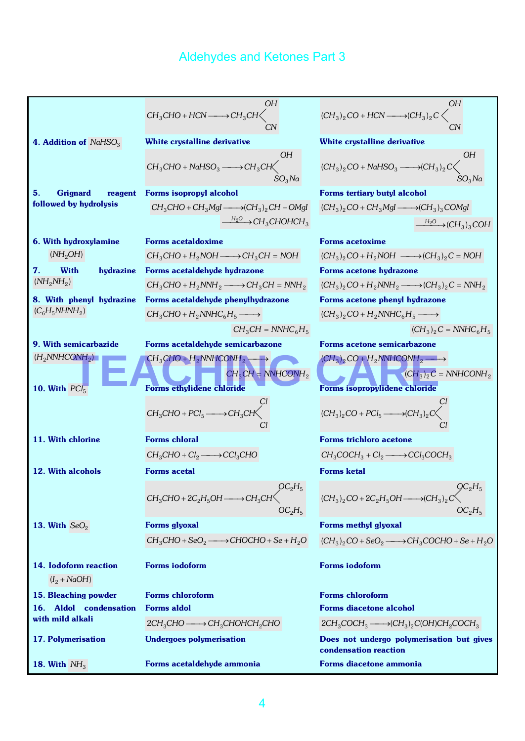| | | |
|---|---|---|
| | $CH_3CHO + HCN \longrightarrow CH_3CH\begin{matrix} OH \\ CN \end{matrix}$ | $(CH_3)_2CO + HCN \longrightarrow (CH_3)_2C\begin{matrix} OH \\ CN \end{matrix}$ |
| **4. Addition of $NaHSO_3$** | **White crystalline derivative** $CH_3CHO + NaHSO_3 \longrightarrow CH_3CH\begin{matrix} OH \\ SO_3Na \end{matrix}$ | **White crystalline derivative** $(CH_3)_2CO + NaHSO_3 \longrightarrow (CH_3)_2C\begin{matrix} OH \\ SO_3Na \end{matrix}$ |
| **5. Grignard reagent followed by hydrolysis** | **Forms isopropyl alcohol** $CH_3CHO + CH_3MgI \longrightarrow (CH_3)_2CH - OMgI \xrightarrow{H_2O} CH_3CHOHCH_3$ | **Forms tertiary butyl alcohol** $(CH_3)_2CO + CH_3MgI \longrightarrow (CH_3)_3COMgI \xrightarrow{H_2O} (CH_3)_3COH$ |
| **6. With hydroxylamine** $(NH_2OH)$ | **Forms acetaldoxime** $CH_3CHO + H_2NOH \longrightarrow CH_3CH = NOH$ | **Forms acetoxime** $(CH_3)_2CO + H_2NOH \longrightarrow (CH_3)_2C = NOH$ |
| **7. With hydrazine** $(NH_2NH_2)$ | **Forms acetaldehyde hydrazone** $CH_3CHO + H_2NNH_2 \longrightarrow CH_3CH = NNH_2$ | **Forms acetone hydrazone** $(CH_3)_2CO + H_2NNH_2 \longrightarrow (CH_3)_2C = NNH_2$ |
| **8. With phenyl hydrazine** $(C_6H_5NHNH_2)$ | **Forms acetaldehyde phenylhydrazone** $CH_3CHO + H_2NNHC_6H_5 \longrightarrow CH_3CH = NNHC_6H_5$ | **Forms acetone phenyl hydrazone** $(CH_3)_2CO + H_2NNHC_6H_5 \longrightarrow (CH_3)_2C = NNHC_6H_5$ |
| **9. With semicarbazide** $(H_2NNHCONH_2)$ | **Forms acetaldehyde semicarbazone** $CH_3CHO + H_2NNHCONH_2 \longrightarrow CH_3CH = NNHCONH_2$ | **Forms acetone semicarbazone** $(CH_3)_2CO + H_2NNHCONH_2 \longrightarrow (CH_3)_2C = NNHCONH_2$ |
| **10. With $PCl_5$** | **Forms ethylidene chloride** $CH_3CHO + PCl_5 \longrightarrow CH_3CH\begin{matrix} Cl \\ Cl \end{matrix}$ | **Forms isopropylidene chloride** $(CH_3)_2CO + PCl_5 \longrightarrow (CH_3)_2C\begin{matrix} Cl \\ Cl \end{matrix}$ |
| **11. With chlorine** | **Forms chloral** $CH_3CHO + Cl_2 \longrightarrow CCl_3CHO$ | **Forms trichloro acetone** $CH_3COCH_3 + Cl_2 \longrightarrow CCl_3COCH_3$ |
| **12. With alcohols** | **Forms acetal** $CH_3CHO + 2C_2H_5OH \longrightarrow CH_3CH\begin{matrix} OC_2H_5 \\ OC_2H_5 \end{matrix}$ | **Forms ketal** $(CH_3)_2CO + 2C_2H_5OH \longrightarrow (CH_3)_2C\begin{matrix} OC_2H_5 \\ OC_2H_5 \end{matrix}$ |
| **13. With $SeO_2$** | **Forms glyoxal** $CH_3CHO + SeO_2 \longrightarrow CHOCHO + Se + H_2O$ | **Forms methyl glyoxal** $(CH_3)_2CO + SeO_2 \longrightarrow CH_3COCHO + Se + H_2O$ |
| **14. Iodoform reaction** $(I_2 + NaOH)$ | **Forms iodoform** | **Forms iodoform** |
| **15. Bleaching powder** | **Forms chloroform** | **Forms chloroform** |
| **16. Aldol condensation with mild alkali** | **Forms aldol** $2CH_3CHO \longrightarrow CH_3CHOHCH_2CHO$ | **Forms diacetone alcohol** $2CH_3COCH_3 \longrightarrow (CH_3)_2C(OH)CH_2COCH_3$ |
| **17. Polymerisation** | **Undergoes polymerisation** | **Does not undergo polymerisation but gives condensation reaction** |
| **18. With $NH_3$** | **Forms acetaldehyde ammonia** | **Forms diacetone ammonia** |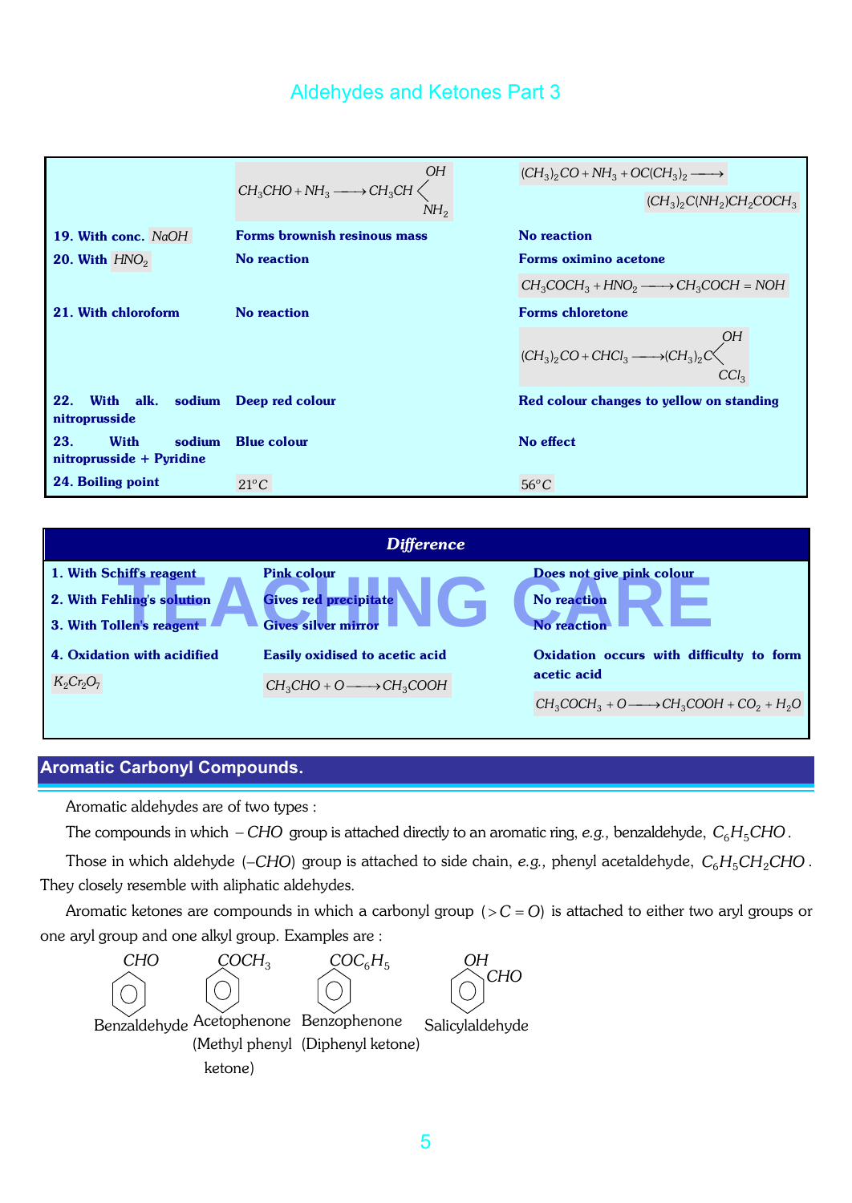| | | |
|---|---|---|
| | $CH_3CHO + NH_3 \longrightarrow CH_3CH\langle^{OH}_{NH_2}$ | $(CH_3)_2CO + NH_3 + OC(CH_3)_2 \longrightarrow (CH_3)_2C(NH_2)CH_2COCH_3$ |
| **19. With conc. $NaOH$** | **Forms brownish resinous mass** | **No reaction** |
| **20. With $HNO_2$** | **No reaction** | **Forms oximino acetone** $CH_3COCH_3 + HNO_2 \longrightarrow CH_3COCH = NOH$ |
| **21. With chloroform** | **No reaction** | **Forms chloretone** $(CH_3)_2CO + CHCl_3 \longrightarrow (CH_3)_2C\langle^{OH}_{CCl_3}$ |
| **22. With alk. sodium nitroprusside** | **Deep red colour** | **Red colour changes to yellow on standing** |
| **23. With sodium nitroprusside + Pyridine** | **Blue colour** | **No effect** |
| **24. Boiling point** | $21°C$ | $56°C$ |

| ***Difference*** | | |
|---|---|---|
| **1. With Schiff's reagent** | **Pink colour** | **Does not give pink colour** |
| **2. With Fehling's solution** | **Gives red precipitate** | **No reaction** |
| **3. With Tollen's reagent** | **Gives silver mirror** | **No reaction** |
| **4. Oxidation with acidified $K_2Cr_2O_7$** | **Easily oxidised to acetic acid** $CH_3CHO + O \longrightarrow CH_3COOH$ | **Oxidation occurs with difficulty to form acetic acid** $CH_3COCH_3 + O \longrightarrow CH_3COOH + CO_2 + H_2O$ |

## Aromatic Carbonyl Compounds.

Aromatic aldehydes are of two types :

The compounds in which $-CHO$ group is attached directly to an aromatic ring, *e.g.*, benzaldehyde, $C_6H_5CHO$.

Those in which aldehyde $(-CHO)$ group is attached to side chain, *e.g.*, phenyl acetaldehyde, $C_6H_5CH_2CHO$. They closely resemble with aliphatic aldehydes.

Aromatic ketones are compounds in which a carbonyl group $(>C=O)$ is attached to either two aryl groups or one aryl group and one alkyl group. Examples are :

| $CHO$ | $COCH_3$ | $COC_6H_5$ | $OH$, $CHO$ |
|---|---|---|---|
| Benzaldehyde | Acetophenone (Methyl phenyl ketone) | Benzophenone (Diphenyl ketone) | Salicylaldehyde |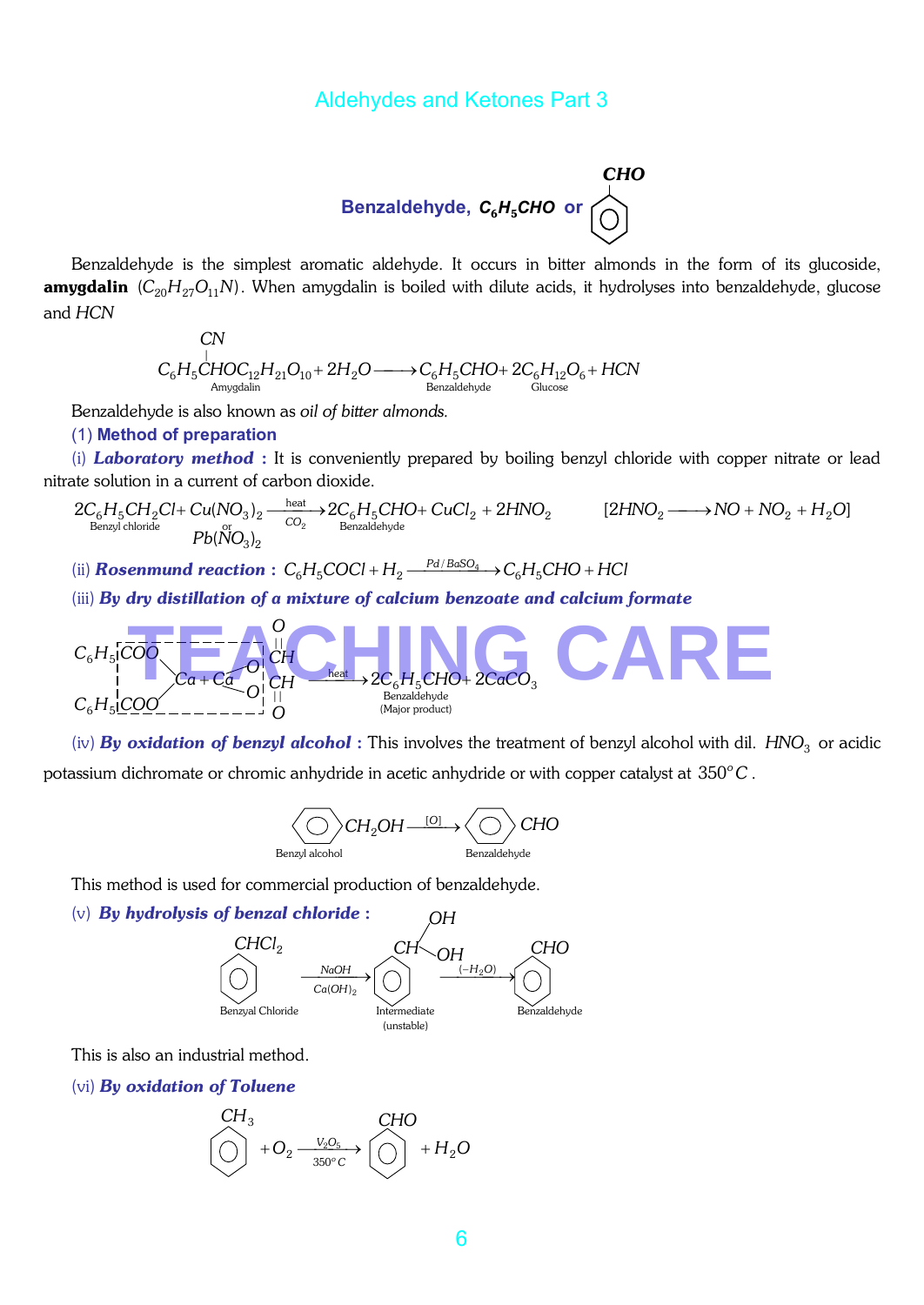## Benzaldehyde, $C_6H_5CHO$ or $C_6H_5$–CHO

Benzaldehyde is the simplest aromatic aldehyde. It occurs in bitter almonds in the form of its glucoside, **amygdalin** ($C_{20}H_{27}O_{11}N$). When amygdalin is boiled with dilute acids, it hydrolyses into benzaldehyde, glucose and $HCN$

$$\underset{\text{Amygdalin}}{C_6H_5\overset{CN}{\overset{|}{C}}HOC_{12}H_{21}O_{10}} + 2H_2O \longrightarrow \underset{\text{Benzaldehyde}}{C_6H_5CHO} + \underset{\text{Glucose}}{2C_6H_{12}O_6} + HCN$$

Benzaldehyde is also known as *oil of bitter almonds.*

### (1) Method of preparation

(i) ***Laboratory method :*** It is conveniently prepared by boiling benzyl chloride with copper nitrate or lead nitrate solution in a current of carbon dioxide.

$$\underset{\text{Benzyl chloride}}{2C_6H_5CH_2Cl} + \underset{\substack{\text{or} \\ Pb(NO_3)_2}}{Cu(NO_3)_2} \xrightarrow[CO_2]{\text{heat}} \underset{\text{Benzaldehyde}}{2C_6H_5CHO} + CuCl_2 + 2HNO_2 \qquad [2HNO_2 \longrightarrow NO + NO_2 + H_2O]$$

(ii) ***Rosenmund reaction :*** $C_6H_5COCl + H_2 \xrightarrow{Pd/BaSO_4} C_6H_5CHO + HCl$

(iii) ***By dry distillation of a mixture of calcium benzoate and calcium formate***

$$(C_6H_5COO)_2Ca + Ca(OOCH)_2 \xrightarrow{\text{heat}} \underset{\substack{\text{Benzaldehyde} \\ \text{(Major product)}}}{2C_6H_5CHO} + 2CaCO_3$$

(iv) ***By oxidation of benzyl alcohol :*** This involves the treatment of benzyl alcohol with dil. $HNO_3$ or acidic potassium dichromate or chromic anhydride in acetic anhydride or with copper catalyst at $350^{\circ}C$.

$$\underset{\text{Benzyl alcohol}}{C_6H_5CH_2OH} \xrightarrow{[O]} \underset{\text{Benzaldehyde}}{C_6H_5CHO}$$

This method is used for commercial production of benzaldehyde.

(v) ***By hydrolysis of benzal chloride :***

$$\underset{\text{Benzyal Chloride}}{C_6H_5CHCl_2} \xrightarrow[Ca(OH)_2]{NaOH} \underset{\substack{\text{Intermediate} \\ \text{(unstable)}}}{C_6H_5CH(OH)_2} \xrightarrow{(-H_2O)} \underset{\text{Benzaldehyde}}{C_6H_5CHO}$$

This is also an industrial method.

(vi) ***By oxidation of Toluene***

$$C_6H_5CH_3 + O_2 \xrightarrow[350^{\circ}C]{V_2O_5} C_6H_5CHO + H_2O$$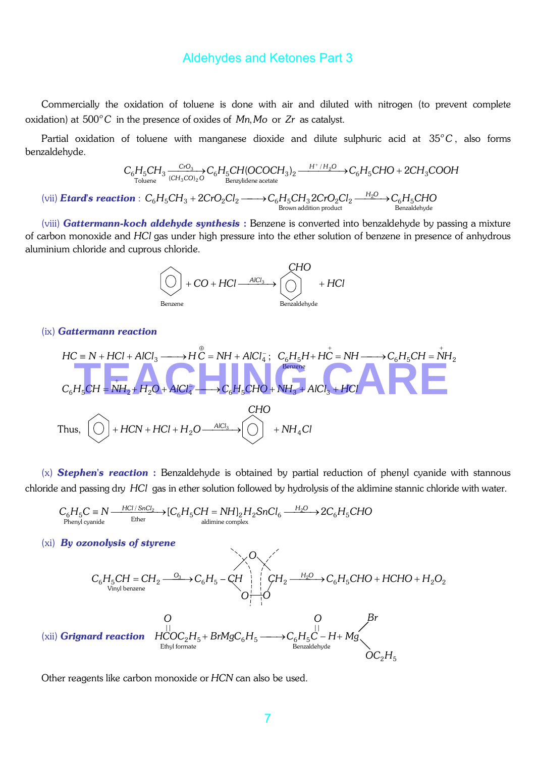Commercially the oxidation of toluene is done with air and diluted with nitrogen (to prevent complete oxidation) at $500^oC$ in the presence of oxides of $Mn, Mo$ or $Zr$ as catalyst.

Partial oxidation of toluene with manganese dioxide and dilute sulphuric acid at $35^oC$, also forms benzaldehyde.

$$\underset{\text{Toluene}}{C_6H_5CH_3} \xrightarrow[(CH_3CO)_2O]{CrO_3} \underset{\text{Benzylidene acetate}}{C_6H_5CH(OCOCH_3)_2} \xrightarrow{H^+/H_2O} C_6H_5CHO + 2CH_3COOH$$

(vii) ***Etard's reaction*** : $C_6H_5CH_3 + 2CrO_2Cl_2 \longrightarrow \underset{\text{Brown addition product}}{C_6H_5CH_3 2CrO_2Cl_2} \xrightarrow{H_2O} \underset{\text{Benzaldehyde}}{C_6H_5CHO}$

(viii) ***Gattermann-koch aldehyde synthesis :*** Benzene is converted into benzaldehyde by passing a mixture of carbon monoxide and $HCl$ gas under high pressure into the ether solution of benzene in presence of anhydrous aluminium chloride and cuprous chloride.

$$\underset{\text{Benzene}}{C_6H_6} + CO + HCl \xrightarrow{AlCl_3} \underset{\text{Benzaldehyde}}{C_6H_5CHO} + HCl$$

(ix) ***Gattermann reaction***

$$HC \equiv N + HCl + AlCl_3 \longrightarrow H\overset{\oplus}{C} = NH + AlCl_4^- ; \quad \underset{\text{Benzene}}{C_6H_5H} + H\overset{+}{C} = NH \longrightarrow C_6H_5CH = \overset{+}{N}H_2$$

$$C_6H_5CH = \overset{+}{N}H_2 + H_2O + AlCl_4^- \longrightarrow C_6H_5CHO + NH_3 + AlCl_3 + HCl$$

Thus, $$C_6H_6 + HCN + HCl + H_2O \xrightarrow{AlCl_3} C_6H_5CHO + NH_4Cl$$

(x) ***Stephen's reaction :*** Benzaldehyde is obtained by partial reduction of phenyl cyanide with stannous chloride and passing dry $HCl$ gas in ether solution followed by hydrolysis of the aldimine stannic chloride with water.

$$\underset{\text{Phenyl cyanide}}{C_6H_5C \equiv N} \xrightarrow[\text{Ether}]{HCl/SnCl_2} \underset{\text{aldimine complex}}{[C_6H_5CH = NH]_2H_2SnCl_6} \xrightarrow{H_2O} 2C_6H_5CHO$$

(xi) ***By ozonolysis of styrene***

$$\underset{\text{Vinyl benzene}}{C_6H_5CH = CH_2} \xrightarrow{O_3} C_6H_5 - \underset{O - O}{\overset{O}{CH \quad CH_2}} \xrightarrow{H_2O} C_6H_5CHO + HCHO + H_2O_2$$

(xii) ***Grignard reaction***

$$\underset{\text{Ethyl formate}}{H\overset{O}{\overset{||}{C}}OC_2H_5} + BrMgC_6H_5 \longrightarrow \underset{\text{Benzaldehyde}}{C_6H_5\overset{O}{\overset{||}{C}} - H} + Mg\begin{matrix} Br \\ OC_2H_5 \end{matrix}$$

Other reagents like carbon monoxide or $HCN$ can also be used.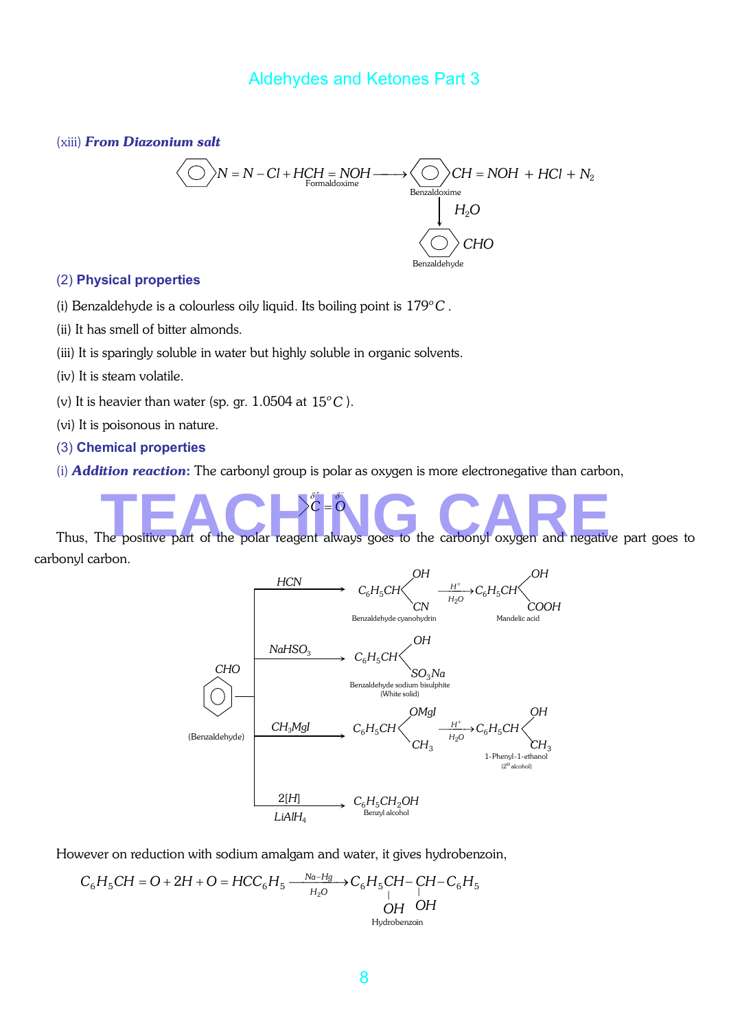(xiii) ***From Diazonium salt***

$$C_6H_5N = N - Cl + \underset{\text{Formaldoxime}}{HCH = NOH} \longrightarrow \underset{\text{Benzaldoxime}}{C_6H_5CH = NOH} + HCl + N_2$$

$$C_6H_5CH = NOH \xrightarrow{H_2O} \underset{\text{Benzaldehyde}}{C_6H_5CHO}$$

(2) **Physical properties**

(i) Benzaldehyde is a colourless oily liquid. Its boiling point is $179^oC$.

(ii) It has smell of bitter almonds.

(iii) It is sparingly soluble in water but highly soluble in organic solvents.

(iv) It is steam volatile.

(v) It is heavier than water (sp. gr. 1.0504 at $15^oC$).

(vi) It is poisonous in nature.

(3) **Chemical properties**

(i) ***Addition reaction*:** The carbonyl group is polar as oxygen is more electronegative than carbon,

$$\overset{\delta^+}{>C} = \overset{\delta^-}{O}$$

Thus, The positive part of the polar reagent always goes to the carbonyl oxygen and negative part goes to carbonyl carbon.

Benzaldehyde ($C_6H_5CHO$):

$$C_6H_5CHO \xrightarrow{HCN} \underset{\text{Benzaldehyde cyanohydrin}}{C_6H_5CH(OH)CN} \xrightarrow[H_2O]{H^+} \underset{\text{Mandelic acid}}{C_6H_5CH(OH)COOH}$$

$$C_6H_5CHO \xrightarrow{NaHSO_3} \underset{\text{Benzaldehyde sodium bisulphite (White solid)}}{C_6H_5CH(OH)SO_3Na}$$

$$C_6H_5CHO \xrightarrow{CH_3MgI} C_6H_5CH(OMgI)CH_3 \xrightarrow[H_2O]{H^+} \underset{\text{1-Phenyl-1-ethanol } (2^o \text{ alcohol})}{C_6H_5CH(OH)CH_3}$$

$$C_6H_5CHO \xrightarrow[LiAlH_4]{2[H]} \underset{\text{Benzyl alcohol}}{C_6H_5CH_2OH}$$

However on reduction with sodium amalgam and water, it gives hydrobenzoin,

$$C_6H_5CH = O + 2H + O = HCC_6H_5 \xrightarrow[H_2O]{Na-Hg} \underset{\text{Hydrobenzoin}}{C_6H_5CH(OH)-CH(OH)-C_6H_5}$$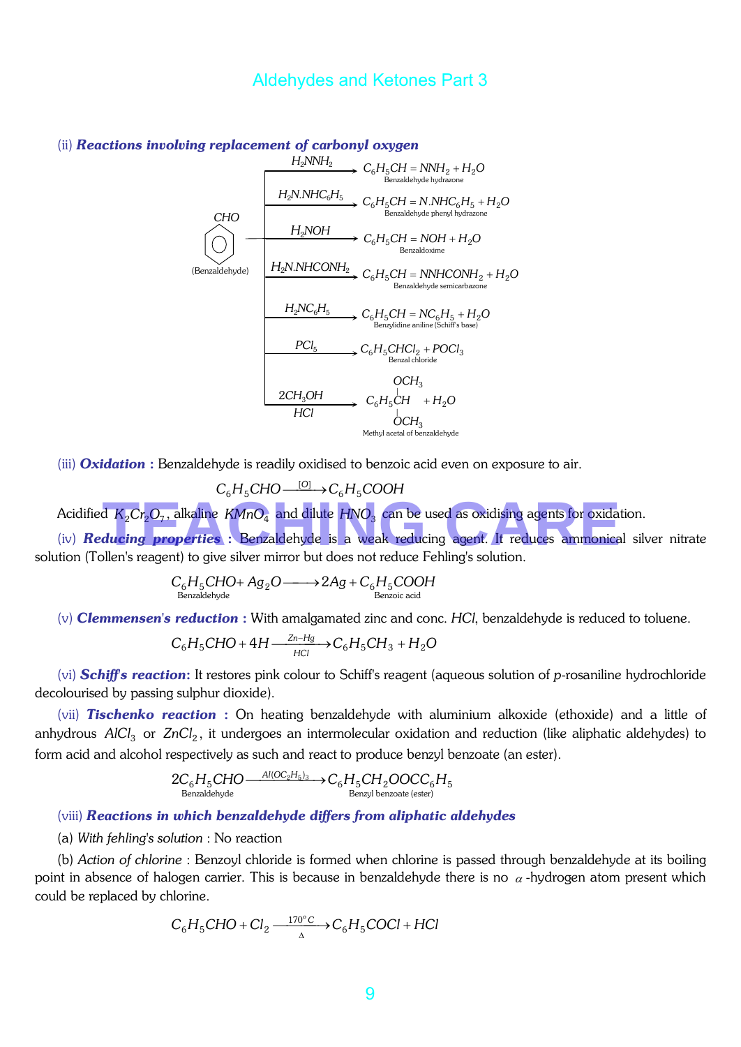(ii) ***Reactions involving replacement of carbonyl oxygen***

Benzaldehyde ($C_6H_5CHO$) reacts as follows:

$$C_6H_5CHO \xrightarrow{H_2NNH_2} \underset{\text{Benzaldehyde hydrazone}}{C_6H_5CH=NNH_2} + H_2O$$

$$C_6H_5CHO \xrightarrow{H_2N.NHC_6H_5} \underset{\text{Benzaldehyde phenyl hydrazone}}{C_6H_5CH=N.NHC_6H_5} + H_2O$$

$$C_6H_5CHO \xrightarrow{H_2NOH} \underset{\text{Benzaldoxime}}{C_6H_5CH=NOH} + H_2O$$

$$C_6H_5CHO \xrightarrow{H_2N.NHCONH_2} \underset{\text{Benzaldehyde semicarbazone}}{C_6H_5CH=NNHCONH_2} + H_2O$$

$$C_6H_5CHO \xrightarrow{H_2NC_6H_5} \underset{\text{Benzylidine aniline (Schiff's base)}}{C_6H_5CH=NC_6H_5} + H_2O$$

$$C_6H_5CHO \xrightarrow{PCl_5} \underset{\text{Benzal chloride}}{C_6H_5CHCl_2} + POCl_3$$

$$C_6H_5CHO \xrightarrow[HCl]{2CH_3OH} \underset{\text{Methyl acetal of benzaldehyde}}{C_6H_5CH(OCH_3)_2} + H_2O$$

(iii) ***Oxidation :*** Benzaldehyde is readily oxidised to benzoic acid even on exposure to air.

$$C_6H_5CHO \xrightarrow{[O]} C_6H_5COOH$$

Acidified $K_2Cr_2O_7$, alkaline $KMnO_4$ and dilute $HNO_3$ can be used as oxidising agents for oxidation.

(iv) ***Reducing properties :*** Benzaldehyde is a weak reducing agent. It reduces ammonical silver nitrate solution (Tollen's reagent) to give silver mirror but does not reduce Fehling's solution.

$$\underset{\text{Benzaldehyde}}{C_6H_5CHO} + Ag_2O \longrightarrow 2Ag + \underset{\text{Benzoic acid}}{C_6H_5COOH}$$

(v) ***Clemmensen's reduction :*** With amalgamated zinc and conc. $HCl$, benzaldehyde is reduced to toluene.

$$C_6H_5CHO + 4H \xrightarrow[HCl]{Zn-Hg} C_6H_5CH_3 + H_2O$$

(vi) ***Schiff's reaction:*** It restores pink colour to Schiff's reagent (aqueous solution of *p*-rosaniline hydrochloride decolourised by passing sulphur dioxide).

(vii) ***Tischenko reaction :*** On heating benzaldehyde with aluminium alkoxide (ethoxide) and a little of anhydrous $AlCl_3$ or $ZnCl_2$, it undergoes an intermolecular oxidation and reduction (like aliphatic aldehydes) to form acid and alcohol respectively as such and react to produce benzyl benzoate (an ester).

$$\underset{\text{Benzaldehyde}}{2C_6H_5CHO} \xrightarrow{Al(OC_2H_5)_3} \underset{\text{Benzyl benzoate (ester)}}{C_6H_5CH_2OOCC_6H_5}$$

(viii) ***Reactions in which benzaldehyde differs from aliphatic aldehydes***

(a) *With fehling's solution* : No reaction

(b) *Action of chlorine* : Benzoyl chloride is formed when chlorine is passed through benzaldehyde at its boiling point in absence of halogen carrier. This is because in benzaldehyde there is no $\alpha$-hydrogen atom present which could be replaced by chlorine.

$$C_6H_5CHO + Cl_2 \xrightarrow[\Delta]{170^oC} C_6H_5COCl + HCl$$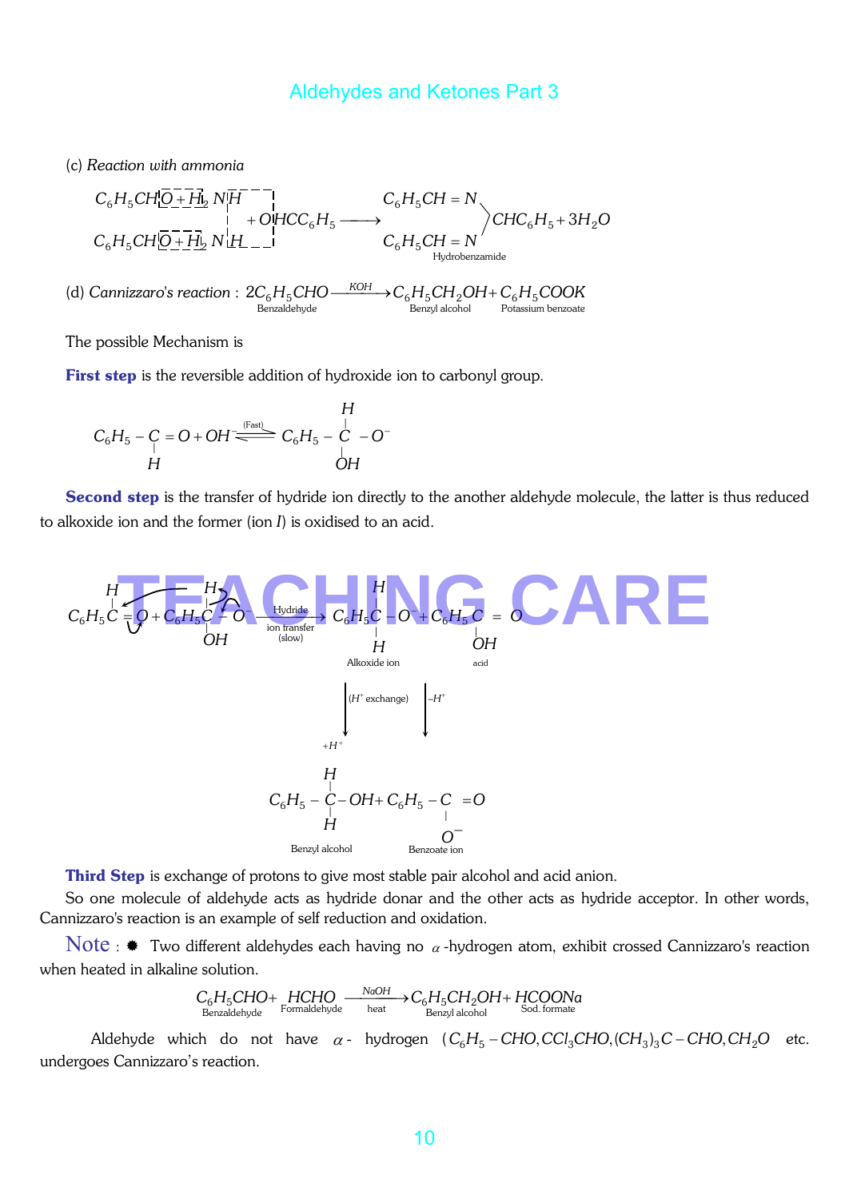(c) *Reaction with ammonia*

$$\begin{matrix} C_6H_5CH\boxed{O + H_2}\,N\boxed{H} \\ \quad + O\boxed{HCC_6H_5} \\ C_6H_5CH\boxed{O + H_2}\,N\boxed{H} \end{matrix} \longrightarrow \underset{\text{Hydrobenzamide}}{\left.\begin{matrix} C_6H_5CH = N \\ C_6H_5CH = N \end{matrix}\right\rangle CHC_6H_5} + 3H_2O$$

(d) *Cannizzaro's reaction* : $\underset{\text{Benzaldehyde}}{2C_6H_5CHO} \xrightarrow{KOH} \underset{\text{Benzyl alcohol}}{C_6H_5CH_2OH} + \underset{\text{Potassium benzoate}}{C_6H_5COOK}$

The possible Mechanism is

**First step** is the reversible addition of hydroxide ion to carbonyl group.

$$C_6H_5 - \underset{H}{\overset{|}{C}} = O + OH^- \underset{}{\overset{(Fast)}{\rightleftharpoons}} C_6H_5 - \underset{OH}{\overset{H}{\overset{|}{\underset{|}{C}}}} - O^-$$

**Second step** is the transfer of hydride ion directly to the another aldehyde molecule, the latter is thus reduced to alkoxide ion and the former (ion *I*) is oxidised to an acid.

$$C_6H_5\overset{H}{\overset{|}{C}} = O + C_6H_5\underset{OH}{\overset{H}{\overset{|}{\underset{|}{C}}}} - O^- \xrightarrow[\text{ion transfer (slow)}]{\text{Hydride}} \underset{\text{Alkoxide ion}}{C_6H_5\underset{H}{\overset{H}{\overset{|}{\underset{|}{C}}}} - O^-} + \underset{\text{acid}}{C_6H_5\underset{OH}{\underset{|}{C}} = O}$$

$$\downarrow (H^+ \text{ exchange}) \; +H^+ \qquad \downarrow -H^+$$

$$\underset{\text{Benzyl alcohol}}{C_6H_5 - \underset{H}{\overset{H}{\overset{|}{\underset{|}{C}}}} - OH} + \underset{\text{Benzoate ion}}{C_6H_5 - \underset{O^-}{\underset{|}{C}} = O}$$

**Third Step** is exchange of protons to give most stable pair alcohol and acid anion.

So one molecule of aldehyde acts as hydride donar and the other acts as hydride acceptor. In other words, Cannizzaro's reaction is an example of self reduction and oxidation.

**Note** : ✹ Two different aldehydes each having no $\alpha$-hydrogen atom, exhibit crossed Cannizzaro's reaction when heated in alkaline solution.

$$\underset{\text{Benzaldehyde}}{C_6H_5CHO} + \underset{\text{Formaldehyde}}{HCHO} \xrightarrow[\text{heat}]{NaOH} \underset{\text{Benzyl alcohol}}{C_6H_5CH_2OH} + \underset{\text{Sod. formate}}{HCOONa}$$

Aldehyde which do not have $\alpha$- hydrogen $(C_6H_5 - CHO, CCl_3CHO, (CH_3)_3C - CHO, CH_2O$ etc. undergoes Cannizzaro's reaction.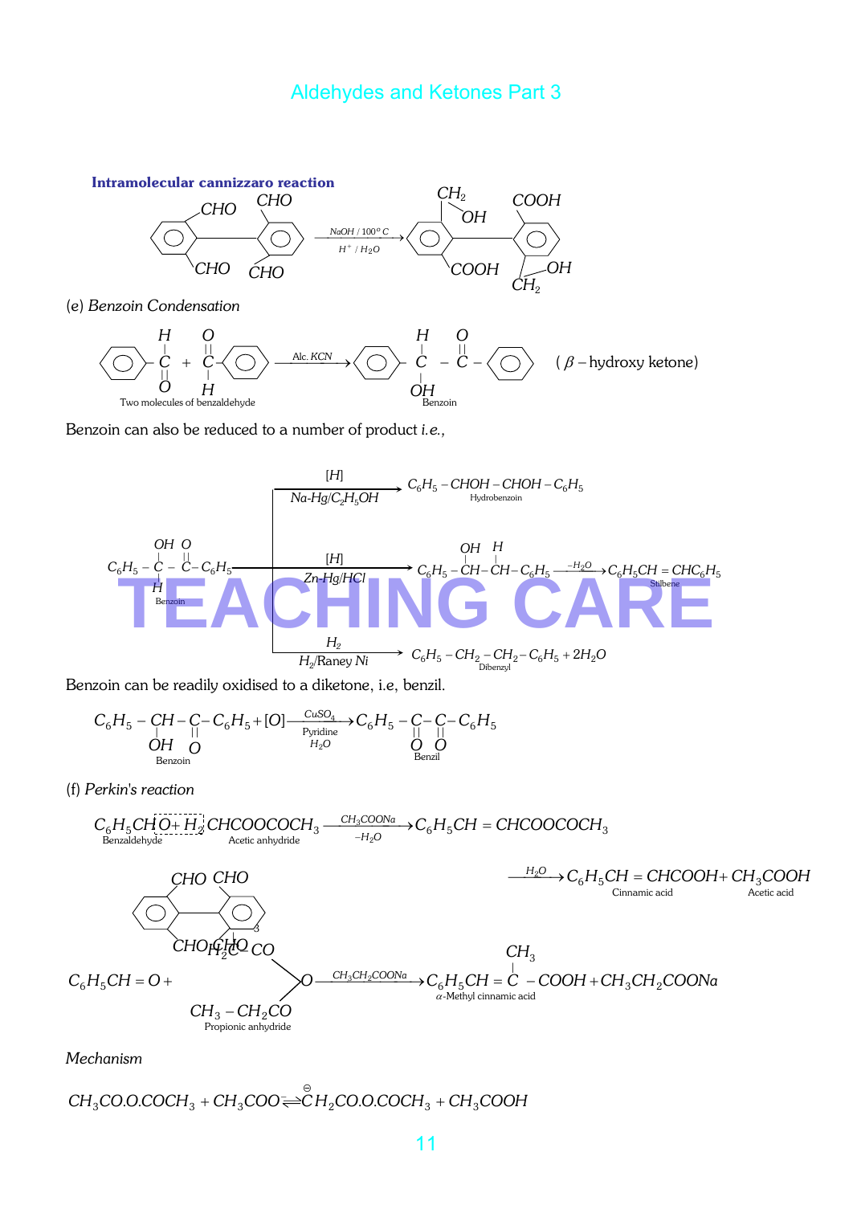**Intramolecular cannizzaro reaction**

(Biphenyl with CHO groups at 2, 2', 6, 6' positions) $\xrightarrow[H^+ / H_2O]{NaOH / 100^o C}$ (Biphenyl with $CH_2OH$, COOH, COOH, $CH_2OH$ groups)

(e) *Benzoin Condensation*

$$C_6H_5-\underset{\underset{O}{||}}{\overset{H}{|}}{C} + \underset{\underset{H}{|}}{\overset{O}{||}}{C}-C_6H_5 \xrightarrow{\text{Alc. } KCN} C_6H_5-\underset{\underset{OH}{|}}{\overset{H}{|}}{C}-\overset{O}{\overset{||}{C}}-C_6H_5 \quad (\beta-\text{hydroxy ketone})$$

Two molecules of benzaldehyde → Benzoin

Benzoin can also be reduced to a number of product *i.e.*,

$$C_6H_5-\underset{\underset{H}{|}}{\overset{OH}{\overset{|}{C}}}-\overset{O}{\overset{||}{C}}-C_6H_5 \text{ (Benzoin)}$$

$\xrightarrow[Na\text{-}Hg/C_2H_5OH]{[H]} C_6H_5-CHOH-CHOH-C_6H_5$ (Hydrobenzoin)

$\xrightarrow[Zn\text{-}Hg/HCl]{[H]} C_6H_5-\overset{OH}{\overset{|}{CH}}-\overset{H}{\overset{|}{CH}}-C_6H_5 \xrightarrow{-H_2O} C_6H_5CH=CHC_6H_5$ (Stilbene)

$\xrightarrow[H_2/\text{Raney } Ni]{H_2} C_6H_5-CH_2-CH_2-C_6H_5+2H_2O$ (Dibenzyl)

Benzoin can be readily oxidised to a diketone, i.e, benzil.

$$C_6H_5-\underset{\underset{OH}{|}}{CH}-\underset{\underset{O}{||}}{C}-C_6H_5+[O]\xrightarrow[\text{Pyridine } H_2O]{CuSO_4} C_6H_5-\underset{\underset{O}{||}}{C}-\underset{\underset{O}{||}}{C}-C_6H_5$$

Benzoin → Benzil

(f) *Perkin's reaction*

$$C_6H_5CHO+H_2CHCOOCOCH_3 \xrightarrow[-H_2O]{CH_3COONa} C_6H_5CH=CHCOOCOCH_3$$

Benzaldehyde + Acetic anhydride

$$\xrightarrow{H_2O} C_6H_5CH=CHCOOH + CH_3COOH$$

Cinnamic acid + Acetic acid

(Biphenyl-2,2',6,6'-tetracarbaldehyde)

$$C_6H_5CH=O + \begin{matrix} H_2C-CO \\ \quad\quad\quad\;\, \diagdown \\ \quad\quad\quad\;\, O \\ \quad\quad\quad\;\, \diagup \\ CH_3-CH_2CO \end{matrix} \xrightarrow{CH_3CH_2COONa} C_6H_5CH=\overset{CH_3}{\overset{|}{C}}-COOH+CH_3CH_2COONa$$

Propionic anhydride → $\alpha$-Methyl cinnamic acid

*Mechanism*

$$CH_3CO.O.COCH_3+CH_3COO^- \rightleftharpoons \overset{\ominus}{C}H_2CO.O.COCH_3+CH_3COOH$$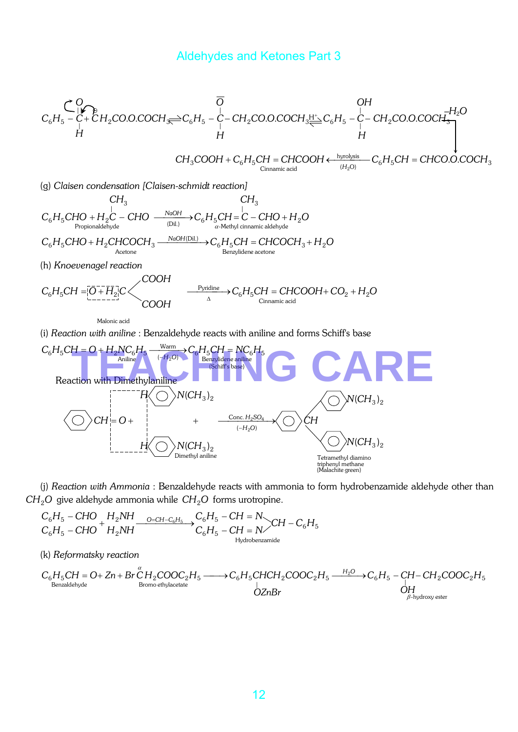$$C_6H_5-\overset{\overset{O}{||}}{\underset{H}{C}}+\overset{\ominus}{C}H_2CO.O.COCH_3 \rightleftharpoons C_6H_5-\overset{\overset{\overline{O}}{|}}{\underset{H}{C}}-CH_2CO.O.COCH_3 \overset{H^+}{\rightleftharpoons} C_6H_5-\overset{\overset{OH}{|}}{\underset{H}{C}}-CH_2CO.O.COCH_3 \xrightarrow{-H_2O}$$

$$CH_3COOH+\underset{\text{Cinnamic acid}}{C_6H_5CH=CHCOOH} \xleftarrow[(H_2O)]{\text{hyrolysis}} C_6H_5CH=CHCO.O.COCH_3$$

(g) *Claisen condensation [Claisen-schmidt reaction]*

$$C_6H_5CHO+\underset{\text{Propionaldehyde}}{H_2\overset{\overset{CH_3}{|}}{C}-CHO} \xrightarrow[\text{(Dil.)}]{NaOH} \underset{\alpha\text{-Methyl cinnamic aldehyde}}{C_6H_5CH=\overset{\overset{CH_3}{|}}{C}-CHO}+H_2O$$

$$C_6H_5CHO+\underset{\text{Acetone}}{H_2CHCOCH_3} \xrightarrow{NaOH(\text{Dil.})} \underset{\text{Benzylidene acetone}}{C_6H_5CH=CHCOCH_3}+H_2O$$

(h) *Knoevenagel reaction*

$$C_6H_5CH=O+\underset{\text{Malonic acid}}{H_2C(COOH)_2} \xrightarrow[\Delta]{\text{Pyridine}} \underset{\text{Cinnamic acid}}{C_6H_5CH=CHCOOH}+CO_2+H_2O$$

(i) *Reaction with aniline* : Benzaldehyde reacts with aniline and forms Schiff's base

$$C_6H_5CH=O+\underset{\text{Aniline}}{H_2NC_6H_5} \xrightarrow[(-H_2O)]{\text{Warm}} \underset{\text{Benzylidene aniline (Schiff's base)}}{C_6H_5CH=NC_6H_5}$$

Reaction with Dimethylaniline

$$C_6H_5CH=O+\underset{\text{Dimethyl aniline}}{2\,H\text{-}C_6H_4N(CH_3)_2} \xrightarrow[(-H_2O)]{\text{Conc. } H_2SO_4} \underset{\text{Tetramethyl diamino triphenyl methane (Malachite green)}}{C_6H_5CH[C_6H_4N(CH_3)_2]_2}$$

(j) *Reaction with Ammonia* : Benzaldehyde reacts with ammonia to form hydrobenzamide aldehyde other than $CH_2O$ give aldehyde ammonia while $CH_2O$ forms urotropine.

$$\begin{matrix}C_6H_5-CHO\\C_6H_5-CHO\end{matrix}+\begin{matrix}H_2NH\\H_2NH\end{matrix} \xrightarrow{O=CH-C_6H_5} \underset{\text{Hydrobenzamide}}{\begin{matrix}C_6H_5-CH=N\\C_6H_5-CH=N\end{matrix}\!\!>CH-C_6H_5}$$

(k) *Reformatsky reaction*

$$\underset{\text{Benzaldehyde}}{C_6H_5CH=O}+Zn+\underset{\text{Bromo ethylacetate}}{Br\overset{\alpha}{C}H_2COOC_2H_5} \longrightarrow C_6H_5\underset{\underset{OZnBr}{|}}{C}HCH_2COOC_2H_5 \xrightarrow{H_2O} \underset{\beta\text{-hydroxy ester}}{C_6H_5-\underset{\underset{OH}{|}}{C}H-CH_2COOC_2H_5}$$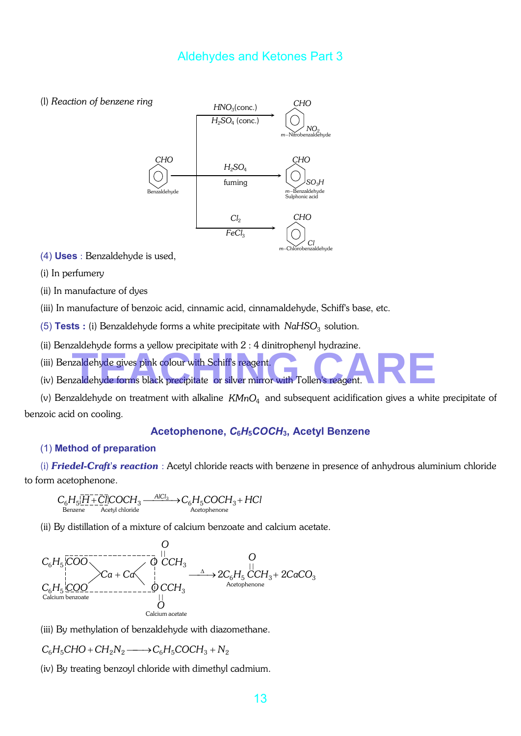## Aldehydes and Ketones Part 3

(l) *Reaction of benzene ring*

$$C_6H_5CHO \text{ (Benzaldehyde)} \xrightarrow[H_2SO_4 \text{ (conc.)}]{HNO_3 \text{(conc.)}} m\text{-Nitrobenzaldehyde } (C_6H_4(CHO)NO_2)$$

$$C_6H_5CHO \xrightarrow[\text{fuming}]{H_2SO_4} m\text{-Benzaldehyde Sulphonic acid } (C_6H_4(CHO)SO_3H)$$

$$C_6H_5CHO \xrightarrow[FeCl_3]{Cl_2} m\text{-Chlorobenzaldehyde } (C_6H_4(CHO)Cl)$$

**(4) Uses** : Benzaldehyde is used,

(i) In perfumery

(ii) In manufacture of dyes

(iii) In manufacture of benzoic acid, cinnamic acid, cinnamaldehyde, Schiff's base, etc.

**(5) Tests :** (i) Benzaldehyde forms a white precipitate with $NaHSO_3$ solution.

(ii) Benzaldehyde forms a yellow precipitate with 2 : 4 dinitrophenyl hydrazine.

(iii) Benzaldehyde gives pink colour with Schiff's reagent.

(iv) Benzaldehyde forms black precipitate or silver mirror with Tollen's reagent.

(v) Benzaldehyde on treatment with alkaline $KMnO_4$ and subsequent acidification gives a white precipitate of benzoic acid on cooling.

### Acetophenone, $C_6H_5COCH_3$, Acetyl Benzene

**(1) Method of preparation**

(i) ***Friedel-Craft's reaction*** : Acetyl chloride reacts with benzene in presence of anhydrous aluminium chloride to form acetophenone.

$$\underset{\text{Benzene}}{C_6H_5H} + \underset{\text{Acetyl chloride}}{ClCOCH_3} \xrightarrow{AlCl_3} \underset{\text{Acetophenone}}{C_6H_5COCH_3} + HCl$$

(ii) By distillation of a mixture of calcium benzoate and calcium acetate.

$$\underset{\text{Calcium benzoate}}{(C_6H_5COO)_2Ca} + \underset{\text{Calcium acetate}}{(CH_3COO)_2Ca} \xrightarrow{\Delta} 2\underset{\text{Acetophenone}}{C_6H_5\overset{O}{\overset{||}{C}}CH_3} + 2CaCO_3$$

(iii) By methylation of benzaldehyde with diazomethane.

$$C_6H_5CHO + CH_2N_2 \longrightarrow C_6H_5COCH_3 + N_2$$

(iv) By treating benzoyl chloride with dimethyl cadmium.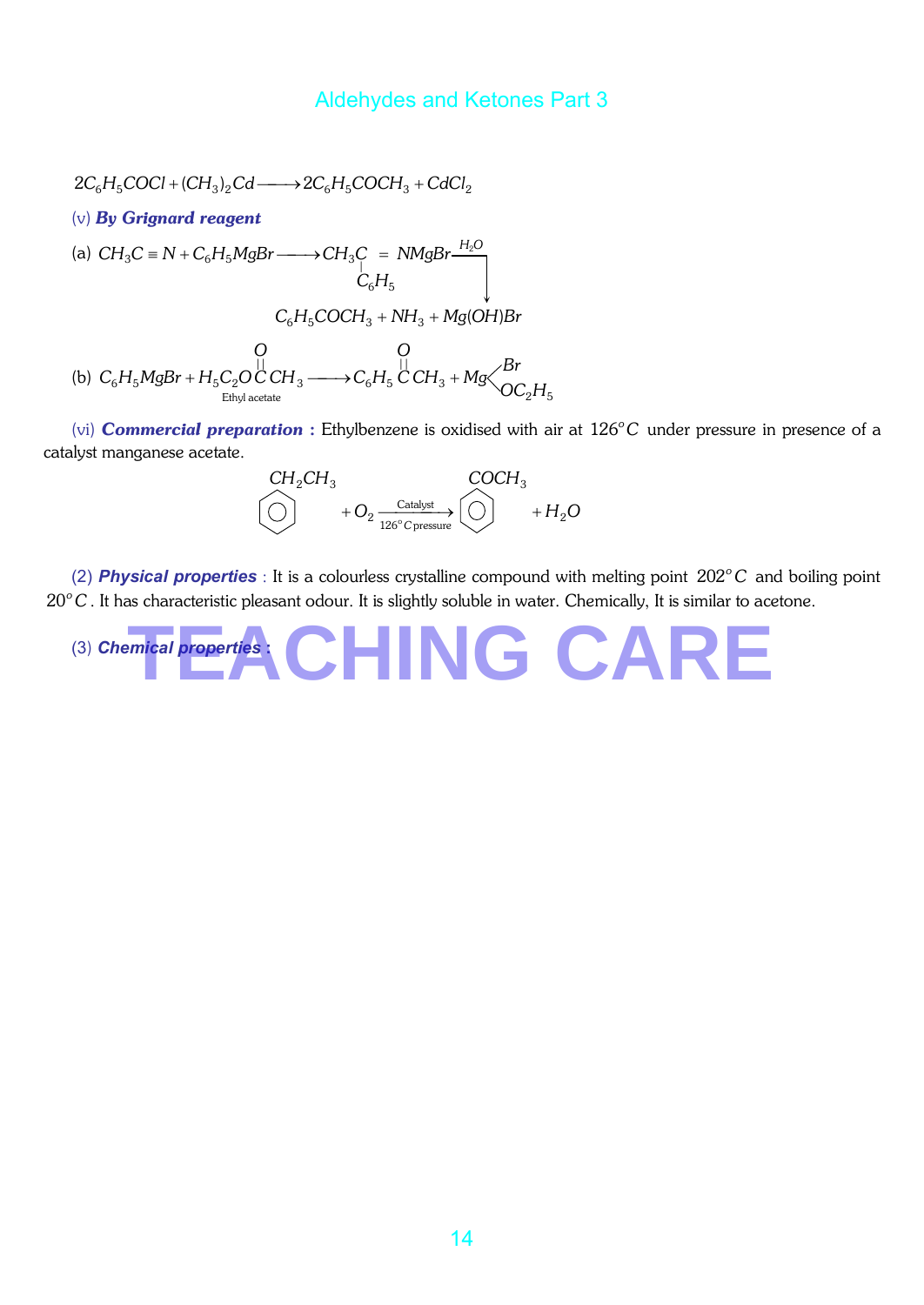$$2C_6H_5COCl + (CH_3)_2Cd \longrightarrow 2C_6H_5COCH_3 + CdCl_2$$

(v) ***By Grignard reagent***

(a) $CH_3C \equiv N + C_6H_5MgBr \longrightarrow CH_3\underset{\displaystyle |\atop \displaystyle C_6H_5}{C} = NMgBr \xrightarrow{H_2O} C_6H_5COCH_3 + NH_3 + Mg(OH)Br$

(b) $C_6H_5MgBr + \underset{\text{Ethyl acetate}}{H_5C_2O\overset{O}{\overset{||}{C}}CH_3} \longrightarrow C_6H_5\overset{O}{\overset{||}{C}}CH_3 + Mg\begin{matrix} Br \\ OC_2H_5 \end{matrix}$

(vi) ***Commercial preparation*** **:** Ethylbenzene is oxidised with air at $126^oC$ under pressure in presence of a catalyst manganese acetate.

$$C_6H_5CH_2CH_3 + O_2 \xrightarrow[126^oC \text{ pressure}]{\text{Catalyst}} C_6H_5COCH_3 + H_2O$$

(2) ***Physical properties*** : It is a colourless crystalline compound with melting point $202^oC$ and boiling point $20^oC$. It has characteristic pleasant odour. It is slightly soluble in water. Chemically, It is similar to acetone.

(3) ***Chemical properties*** **:**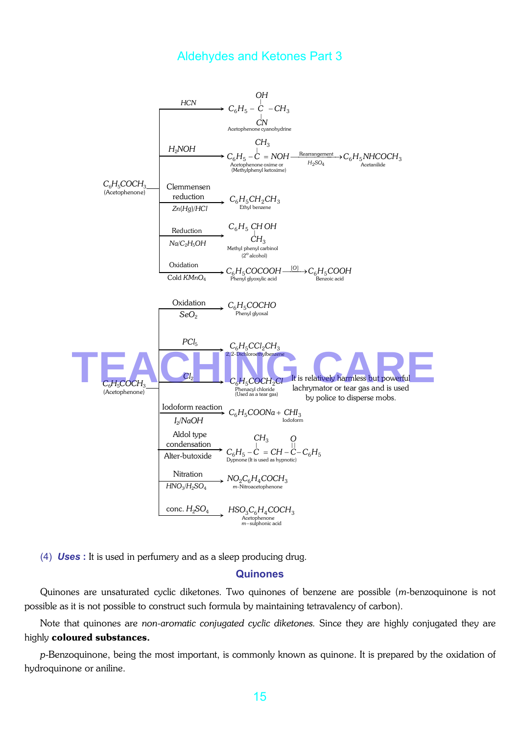$$C_6H_5COCH_3 \text{ (Acetophenone)}$$

- $\xrightarrow{HCN}$ $C_6H_5-C(OH)(CN)-CH_3$ (Acetophenone cyanohydrine)
- $\xrightarrow{H_2NOH}$ $C_6H_5-C(CH_3)=NOH$ (Acetophenone oxime or (Methylphenyl ketoxime)) $\xrightarrow[H_2SO_4]{\text{Rearrangement}}$ $C_6H_5NHCOCH_3$ (Acetanilide)
- $\xrightarrow[Zn(Hg)/HCl]{\text{Clemmensen reduction}}$ $C_6H_5CH_2CH_3$ (Ethyl benzene)
- $\xrightarrow[Na/C_2H_5OH]{\text{Reduction}}$ $C_6H_5CH(OH)CH_3$ (Methyl phenyl carbinol ($2^\circ$ alcohol))
- $\xrightarrow[\text{Cold } KMnO_4]{\text{Oxidation}}$ $C_6H_5COCOOH$ (Phenyl glyoxylic acid) $\xrightarrow{[O]}$ $C_6H_5COOH$ (Benzoic acid)

$$C_6H_5COCH_3 \text{ (Acetophenone)}$$

- $\xrightarrow[SeO_2]{\text{Oxidation}}$ $C_6H_5COCHO$ (Phenyl glyoxal)
- $\xrightarrow{PCl_5}$ $C_6H_5CCl_2CH_3$ (2, 2-Dichloroethylbenzene)
- $\xrightarrow{Cl_2}$ $C_6H_5COCH_2Cl$ (Phenacyl chloride (Used as a tear gas)) — It is relatively harmless but powerful lachrymator or tear gas and is used by police to disperse mobs.
- $\xrightarrow[I_2/NaOH]{\text{Iodoform reaction}}$ $C_6H_5COONa + CHI_3$ (Iodoform)
- $\xrightarrow[\text{Alter-butoxide}]{\text{Aldol type condensation}}$ $C_6H_5-C(CH_3)=CH-C(=O)-C_6H_5$ (Dypnone (It is used as hypnotic))
- $\xrightarrow[HNO_3/H_2SO_4]{\text{Nitration}}$ $NO_2C_6H_4COCH_3$ ($m$-Nitroacetophenone)
- $\xrightarrow{\text{conc. } H_2SO_4}$ $HSO_3C_6H_4COCH_3$ (Acetophenone $m$-sulphonic acid)

(4) ***Uses :*** It is used in perfumery and as a sleep producing drug.

## Quinones

Quinones are unsaturated cyclic diketones. Two quinones of benzene are possible ($m$-benzoquinone is not possible as it is not possible to construct such formula by maintaining tetravalency of carbon).

Note that quinones are *non-aromatic conjugated cyclic diketones.* Since they are highly conjugated they are highly **coloured substances.**

$p$-Benzoquinone, being the most important, is commonly known as quinone. It is prepared by the oxidation of hydroquinone or aniline.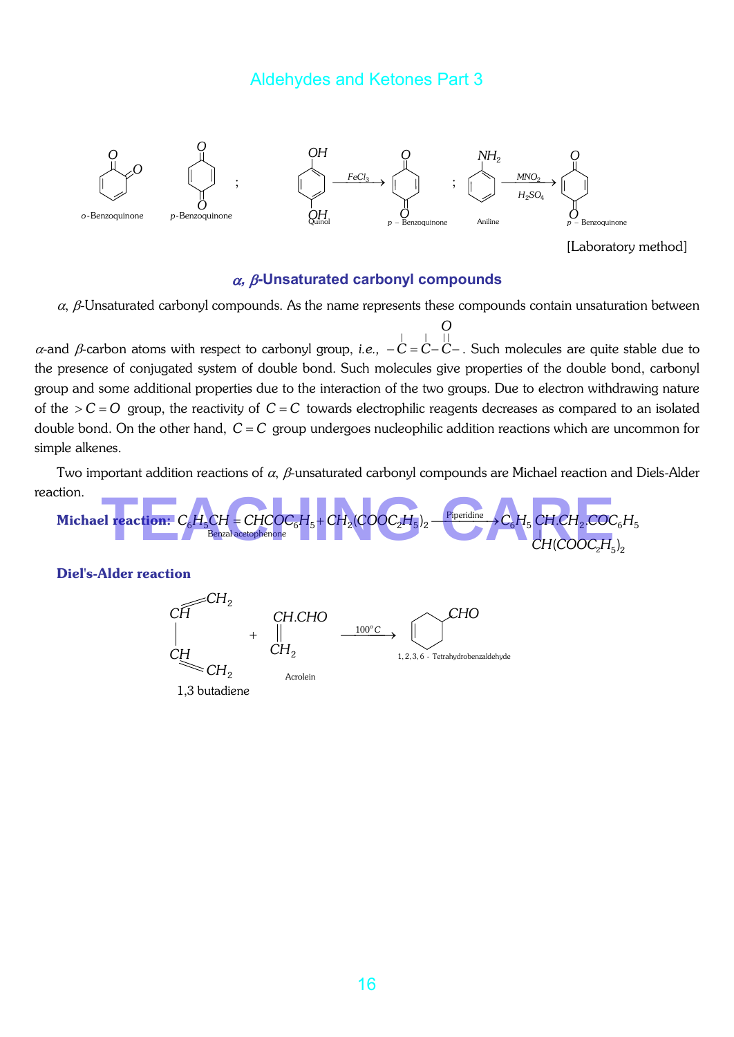o-Benzoquinone ; p-Benzoquinone ; Quinol $\xrightarrow{FeCl_3}$ p – Benzoquinone ; Aniline $\xrightarrow[H_2SO_4]{MNO_2}$ p – Benzoquinone

[Laboratory method]

## *α, β*-Unsaturated carbonyl compounds

*α, β*-Unsaturated carbonyl compounds. As the name represents these compounds contain unsaturation between *α*-and *β*-carbon atoms with respect to carbonyl group, *i.e.,* $-\overset{|}{C}=\overset{|}{C}-\overset{O}{\overset{||}{C}}-$. Such molecules are quite stable due to the presence of conjugated system of double bond. Such molecules give properties of the double bond, carbonyl group and some additional properties due to the interaction of the two groups. Due to electron withdrawing nature of the $>C=O$ group, the reactivity of $C=C$ towards electrophilic reagents decreases as compared to an isolated double bond. On the other hand, $C=C$ group undergoes nucleophilic addition reactions which are uncommon for simple alkenes.

Two important addition reactions of *α, β*-unsaturated carbonyl compounds are Michael reaction and Diels-Alder reaction.

**Michael reaction:** 

$$\underset{\text{Benzal acetophenone}}{C_6H_5CH=CHCOC_6H_5}+CH_2(COOC_2H_5)_2 \xrightarrow{\text{Piperidine}} C_6H_5\underset{\underset{CH(COOC_2H_5)_2}{|}}{CH}.CH_2.COC_6H_5$$

**Diel's-Alder reaction**

$$\underset{\text{1,3 butadiene}}{CH_2=CH-CH=CH_2} + \underset{\text{Acrolein}}{CH_2=CH.CHO} \xrightarrow{100^\circ C} \text{1, 2, 3, 6 - Tetrahydrobenzaldehyde}$$